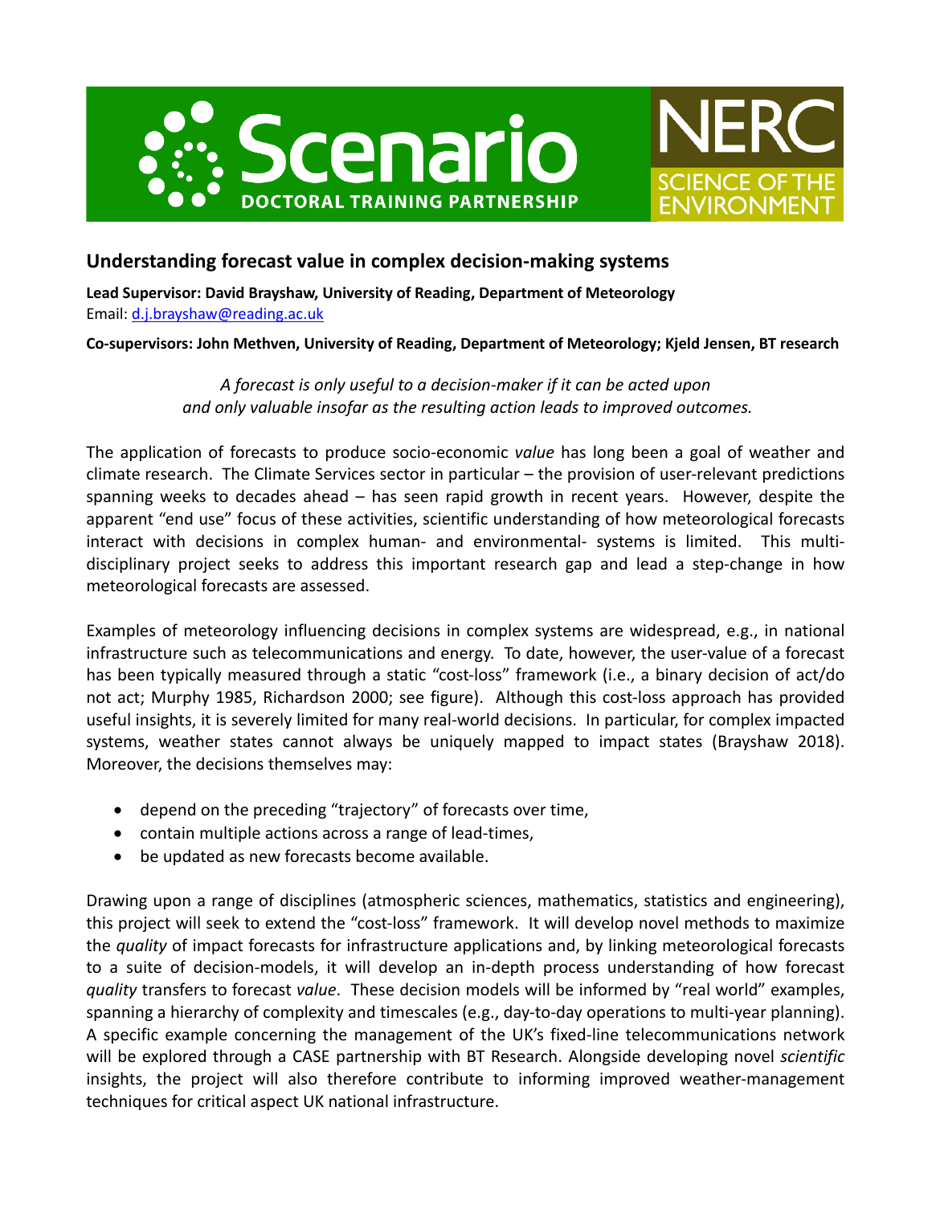# Understanding forecast value in complex decision-making systems

**Lead Supervisor: David Brayshaw, University of Reading, Department of Meteorology**
Email: d.j.brayshaw@reading.ac.uk

**Co-supervisors: John Methven, University of Reading, Department of Meteorology; Kjeld Jensen, BT research**

*A forecast is only useful to a decision-maker if it can be acted upon and only valuable insofar as the resulting action leads to improved outcomes.*

The application of forecasts to produce socio-economic *value* has long been a goal of weather and climate research. The Climate Services sector in particular – the provision of user-relevant predictions spanning weeks to decades ahead – has seen rapid growth in recent years. However, despite the apparent "end use" focus of these activities, scientific understanding of how meteorological forecasts interact with decisions in complex human- and environmental- systems is limited. This multi-disciplinary project seeks to address this important research gap and lead a step-change in how meteorological forecasts are assessed.

Examples of meteorology influencing decisions in complex systems are widespread, e.g., in national infrastructure such as telecommunications and energy. To date, however, the user-value of a forecast has been typically measured through a static "cost-loss" framework (i.e., a binary decision of act/do not act; Murphy 1985, Richardson 2000; see figure). Although this cost-loss approach has provided useful insights, it is severely limited for many real-world decisions. In particular, for complex impacted systems, weather states cannot always be uniquely mapped to impact states (Brayshaw 2018). Moreover, the decisions themselves may:

- depend on the preceding "trajectory" of forecasts over time,
- contain multiple actions across a range of lead-times,
- be updated as new forecasts become available.

Drawing upon a range of disciplines (atmospheric sciences, mathematics, statistics and engineering), this project will seek to extend the "cost-loss" framework. It will develop novel methods to maximize the *quality* of impact forecasts for infrastructure applications and, by linking meteorological forecasts to a suite of decision-models, it will develop an in-depth process understanding of how forecast *quality* transfers to forecast *value*. These decision models will be informed by "real world" examples, spanning a hierarchy of complexity and timescales (e.g., day-to-day operations to multi-year planning). A specific example concerning the management of the UK's fixed-line telecommunications network will be explored through a CASE partnership with BT Research. Alongside developing novel *scientific* insights, the project will also therefore contribute to informing improved weather-management techniques for critical aspect UK national infrastructure.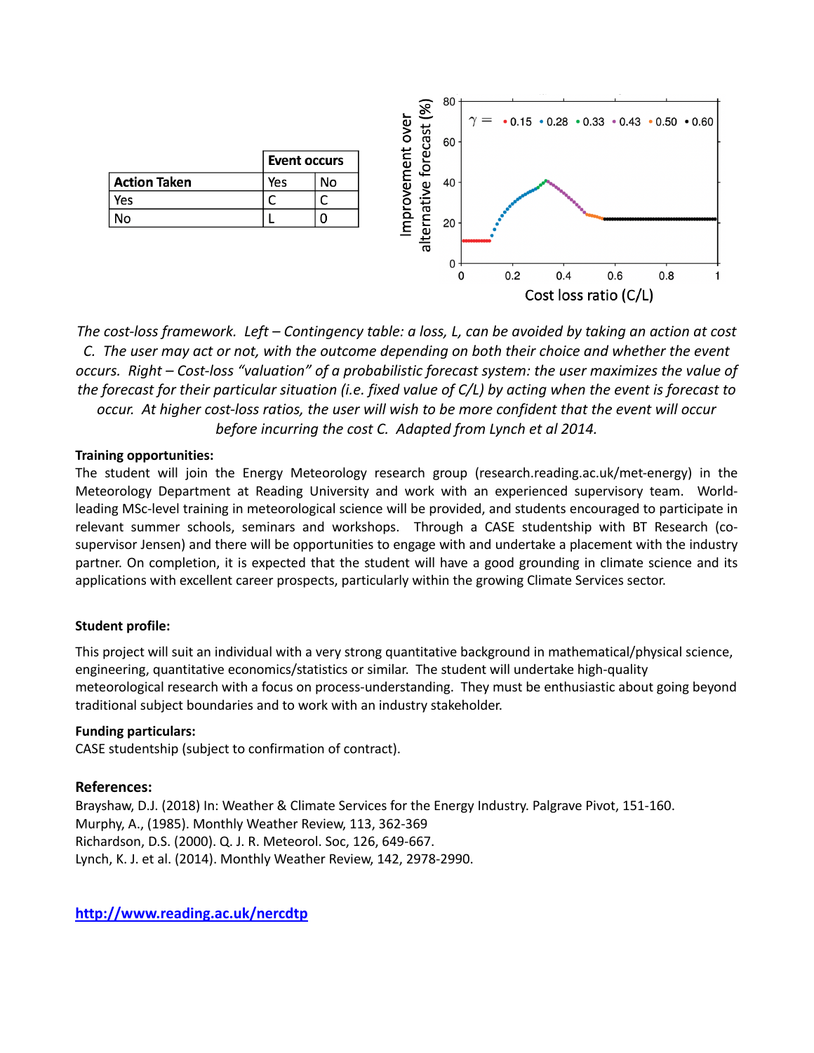| | Event occurs | |
|---|---|---|
| **Action Taken** | Yes | No |
| Yes | C | C |
| No | L | 0 |

Improvement over alternative forecast (%)

80
60
40
20
0

$\gamma =$ • 0.15 • 0.28 • 0.33 • 0.43 • 0.50 • 0.60

0 0.2 0.4 0.6 0.8 1

Cost loss ratio (C/L)

*The cost-loss framework. Left – Contingency table: a loss, L, can be avoided by taking an action at cost C. The user may act or not, with the outcome depending on both their choice and whether the event occurs. Right – Cost-loss "valuation" of a probabilistic forecast system: the user maximizes the value of the forecast for their particular situation (i.e. fixed value of C/L) by acting when the event is forecast to occur. At higher cost-loss ratios, the user will wish to be more confident that the event will occur before incurring the cost C. Adapted from Lynch et al 2014.*

**Training opportunities:**

The student will join the Energy Meteorology research group (research.reading.ac.uk/met-energy) in the Meteorology Department at Reading University and work with an experienced supervisory team. World-leading MSc-level training in meteorological science will be provided, and students encouraged to participate in relevant summer schools, seminars and workshops. Through a CASE studentship with BT Research (co-supervisor Jensen) and there will be opportunities to engage with and undertake a placement with the industry partner. On completion, it is expected that the student will have a good grounding in climate science and its applications with excellent career prospects, particularly within the growing Climate Services sector.

**Student profile:**

This project will suit an individual with a very strong quantitative background in mathematical/physical science, engineering, quantitative economics/statistics or similar. The student will undertake high-quality meteorological research with a focus on process-understanding. They must be enthusiastic about going beyond traditional subject boundaries and to work with an industry stakeholder.

**Funding particulars:**

CASE studentship (subject to confirmation of contract).

## References:

Brayshaw, D.J. (2018) In: Weather & Climate Services for the Energy Industry. Palgrave Pivot, 151-160.
Murphy, A., (1985). Monthly Weather Review, 113, 362-369
Richardson, D.S. (2000). Q. J. R. Meteorol. Soc, 126, 649-667.
Lynch, K. J. et al. (2014). Monthly Weather Review, 142, 2978-2990.

**http://www.reading.ac.uk/nercdtp**